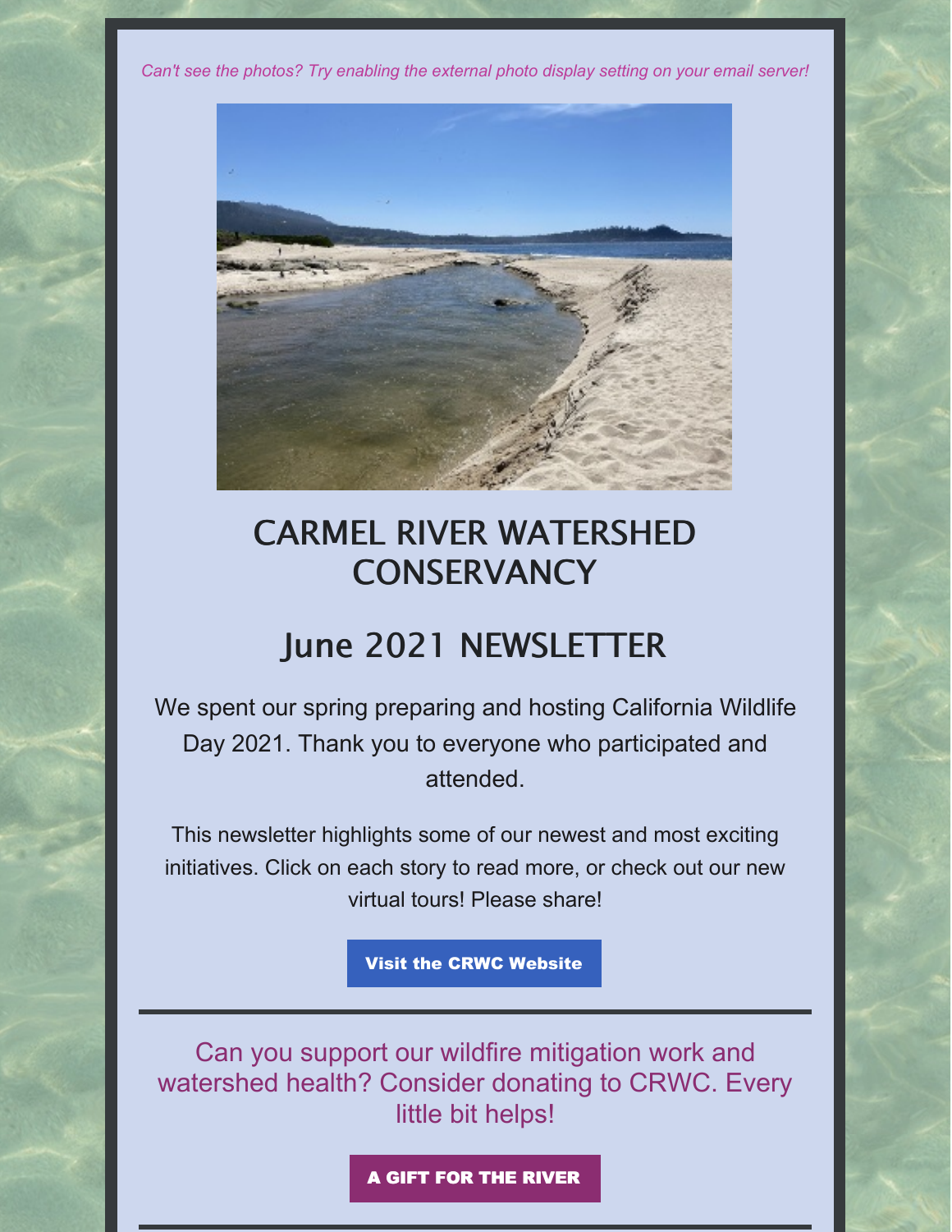*Can't see the photos? Try enabling the external photo display setting on your email server!*

# CARMEL RIVER WATERSHED CONSERVANCY

## June 2021 NEWSLETTER

We spent our spring preparing and hosting California Wildlife Day 2021. Thank you to everyone who participated and attended.

This newsletter highlights some of our newest and most exciting initiatives. Click on each story to read more, or check out our new virtual tours! Please share!

**Visit the CRWC Website**

---

Can you support our wildfire mitigation work and watershed health? Consider donating to CRWC. Every little bit helps!

**A GIFT FOR THE RIVER**

---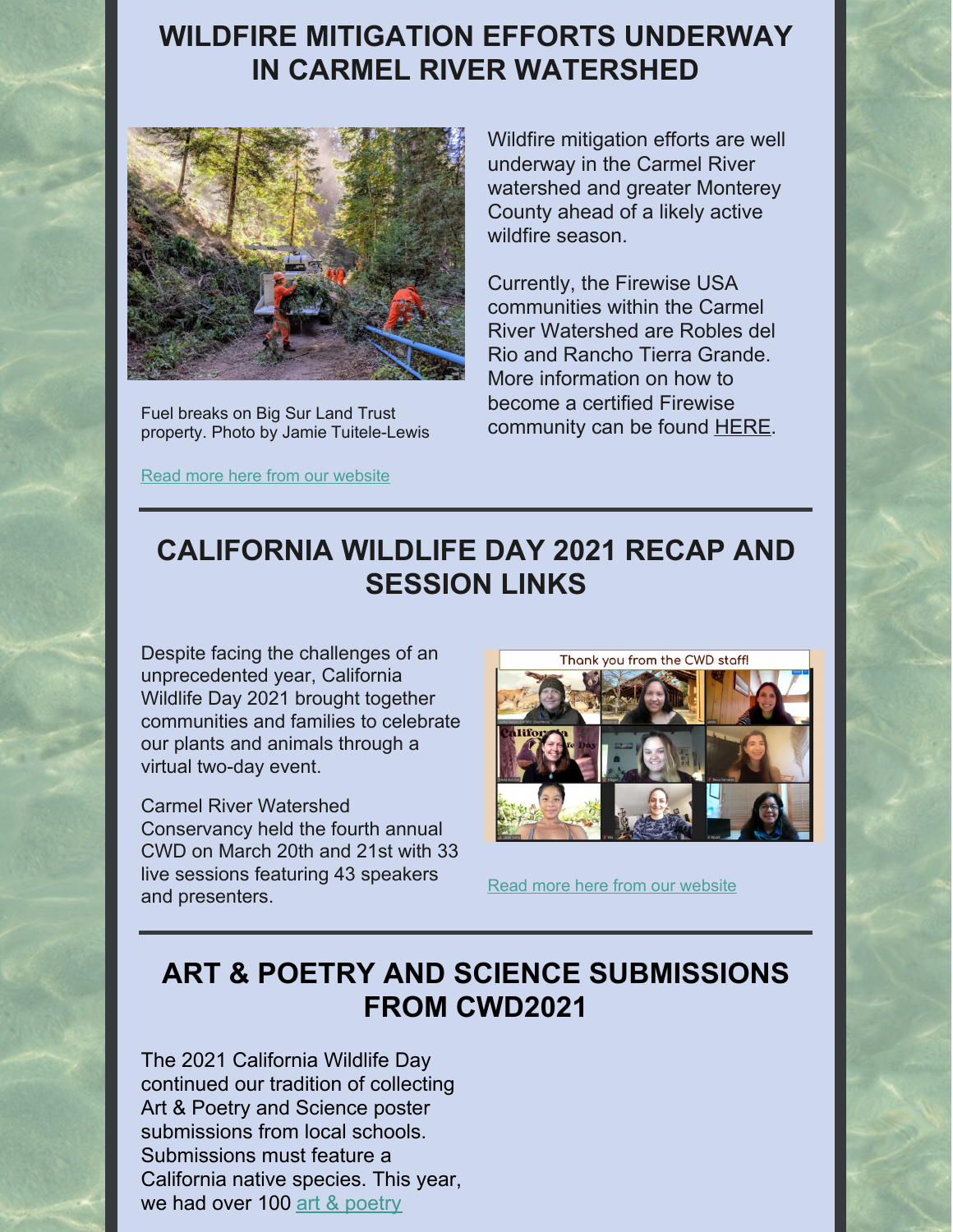## WILDFIRE MITIGATION EFFORTS UNDERWAY IN CARMEL RIVER WATERSHED

Fuel breaks on Big Sur Land Trust property. Photo by Jamie Tuitele-Lewis

Read more here from our website

Wildfire mitigation efforts are well underway in the Carmel River watershed and greater Monterey County ahead of a likely active wildfire season.

Currently, the Firewise USA communities within the Carmel River Watershed are Robles del Rio and Rancho Tierra Grande. More information on how to become a certified Firewise community can be found HERE.

## CALIFORNIA WILDLIFE DAY 2021 RECAP AND SESSION LINKS

Despite facing the challenges of an unprecedented year, California Wildlife Day 2021 brought together communities and families to celebrate our plants and animals through a virtual two-day event.

Carmel River Watershed Conservancy held the fourth annual CWD on March 20th and 21st with 33 live sessions featuring 43 speakers and presenters.

Thank you from the CWD staff!

Read more here from our website

## ART & POETRY AND SCIENCE SUBMISSIONS FROM CWD2021

The 2021 California Wildlife Day continued our tradition of collecting Art & Poetry and Science poster submissions from local schools. Submissions must feature a California native species. This year, we had over 100 art & poetry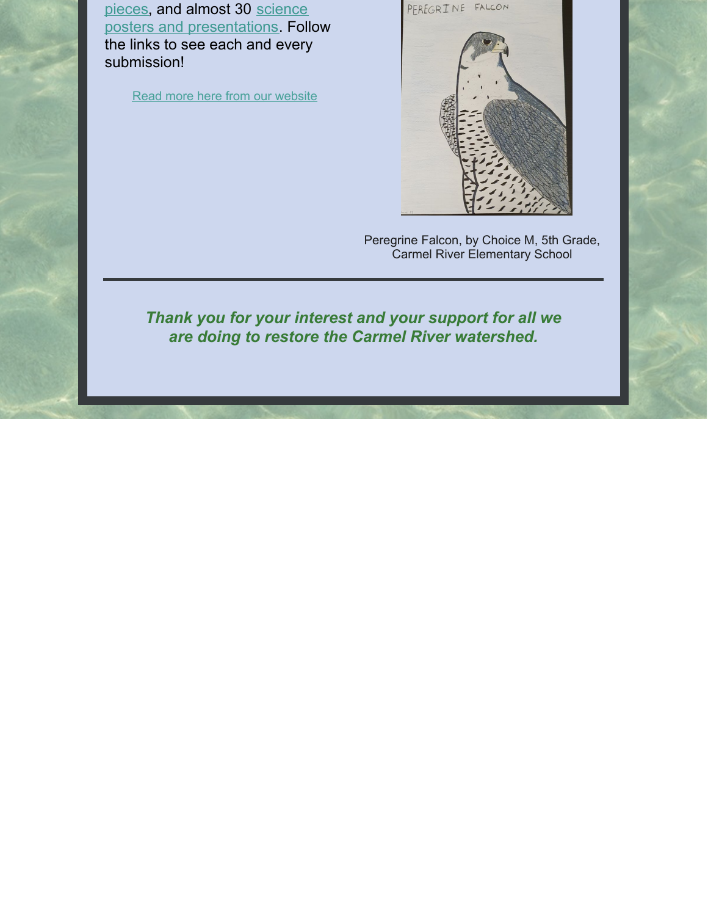pieces, and almost 30 science posters and presentations. Follow the links to see each and every submission!

Read more here from our website

Peregrine Falcon, by Choice M, 5th Grade, Carmel River Elementary School

---

***Thank you for your interest and your support for all we are doing to restore the Carmel River watershed.***